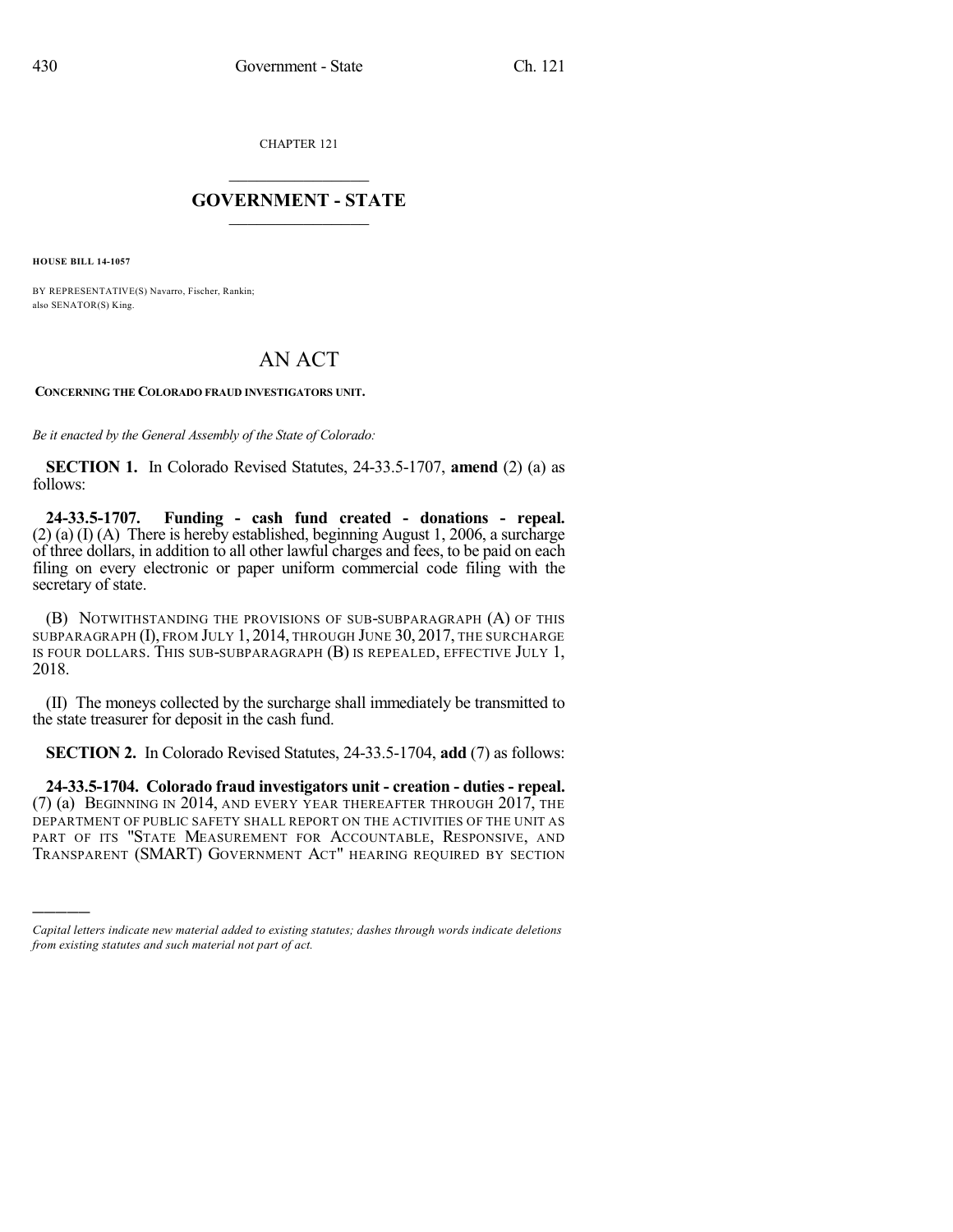CHAPTER 121

# GOVERNMENT - STATE

**HOUSE BILL 14-1057**

BY REPRESENTATIVE(S) Navarro, Fischer, Rankin;
also SENATOR(S) King.

# AN ACT

**CONCERNING THE COLORADO FRAUD INVESTIGATORS UNIT.**

*Be it enacted by the General Assembly of the State of Colorado:*

**SECTION 1.** In Colorado Revised Statutes, 24-33.5-1707, **amend** (2) (a) as follows:

**24-33.5-1707. Funding - cash fund created - donations - repeal.** (2) (a) (I) (A) There is hereby established, beginning August 1, 2006, a surcharge of three dollars, in addition to all other lawful charges and fees, to be paid on each filing on every electronic or paper uniform commercial code filing with the secretary of state.

(B) NOTWITHSTANDING THE PROVISIONS OF SUB-SUBPARAGRAPH (A) OF THIS SUBPARAGRAPH (I), FROM JULY 1, 2014, THROUGH JUNE 30, 2017, THE SURCHARGE IS FOUR DOLLARS. THIS SUB-SUBPARAGRAPH (B) IS REPEALED, EFFECTIVE JULY 1, 2018.

(II) The moneys collected by the surcharge shall immediately be transmitted to the state treasurer for deposit in the cash fund.

**SECTION 2.** In Colorado Revised Statutes, 24-33.5-1704, **add** (7) as follows:

**24-33.5-1704. Colorado fraud investigators unit - creation - duties - repeal.** (7) (a) BEGINNING IN 2014, AND EVERY YEAR THEREAFTER THROUGH 2017, THE DEPARTMENT OF PUBLIC SAFETY SHALL REPORT ON THE ACTIVITIES OF THE UNIT AS PART OF ITS "STATE MEASUREMENT FOR ACCOUNTABLE, RESPONSIVE, AND TRANSPARENT (SMART) GOVERNMENT ACT" HEARING REQUIRED BY SECTION

*Capital letters indicate new material added to existing statutes; dashes through words indicate deletions from existing statutes and such material not part of act.*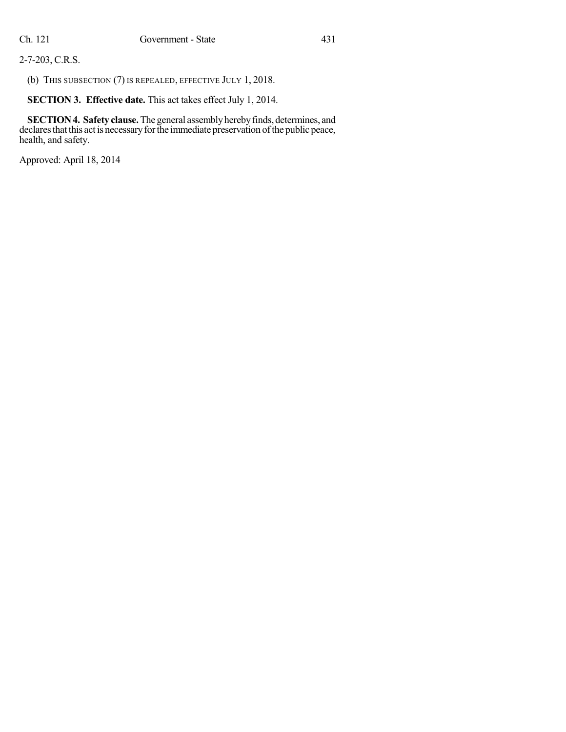2-7-203, C.R.S.

(b) THIS SUBSECTION (7) IS REPEALED, EFFECTIVE JULY 1, 2018.

**SECTION 3. Effective date.** This act takes effect July 1, 2014.

**SECTION 4. Safety clause.** The general assembly hereby finds, determines, and declares that this act is necessary for the immediate preservation of the public peace, health, and safety.

Approved: April 18, 2014